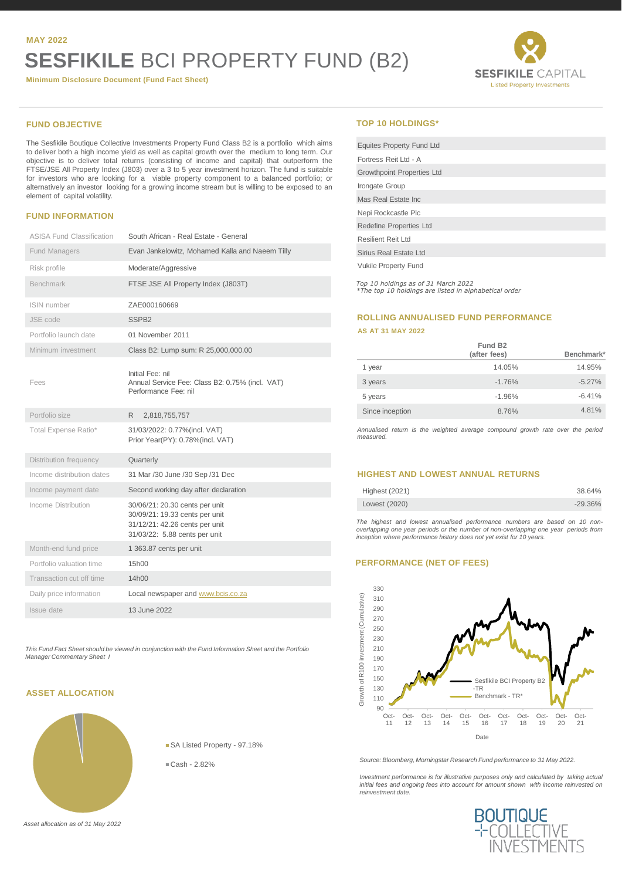MAY 2022

# **SESFIKILE** BCI PROPERTY FUND (B2)

**Minimum Disclosure Document (Fund Fact Sheet)**

SESFIKILE CAPITAL
Listed Property Investments

## FUND OBJECTIVE

The Sesfikile Boutique Collective Investments Property Fund Class B2 is a portfolio which aims to deliver both a high income yield as well as capital growth over the medium to long term. Our objective is to deliver total returns (consisting of income and capital) that outperform the FTSE/JSE All Property Index (J803) over a 3 to 5 year investment horizon. The fund is suitable for investors who are looking for a viable property component to a balanced portfolio; or alternatively an investor looking for a growing income stream but is willing to be exposed to an element of capital volatility.

## FUND INFORMATION

| | |
|---|---|
| ASISA Fund Classification | South African - Real Estate - General |
| Fund Managers | Evan Jankelowitz, Mohamed Kalla and Naeem Tilly |
| Risk profile | Moderate/Aggressive |
| Benchmark | FTSE JSE All Property Index (J803T) |
| ISIN number | ZAE000160669 |
| JSE code | SSPB2 |
| Portfolio launch date | 01 November 2011 |
| Minimum investment | Class B2: Lump sum: R 25,000,000.00 |
| Fees | Initial Fee: nil<br>Annual Service Fee: Class B2: 0.75% (incl. VAT)<br>Performance Fee: nil |
| Portfolio size | R 2,818,755,757 |
| Total Expense Ratio* | 31/03/2022: 0.77%(incl. VAT)<br>Prior Year(PY): 0.78%(incl. VAT) |
| Distribution frequency | Quarterly |
| Income distribution dates | 31 Mar /30 June /30 Sep /31 Dec |
| Income payment date | Second working day after declaration |
| Income Distribution | 30/06/21: 20.30 cents per unit<br>30/09/21: 19.33 cents per unit<br>31/12/21: 42.26 cents per unit<br>31/03/22: 5.88 cents per unit |
| Month-end fund price | 1 363.87 cents per unit |
| Portfolio valuation time | 15h00 |
| Transaction cut off time | 14h00 |
| Daily price information | Local newspaper and www.bcis.co.za |
| Issue date | 13 June 2022 |

*This Fund Fact Sheet should be viewed in conjunction with the Fund Information Sheet and the Portfolio Manager Commentary Sheet I*

## ASSET ALLOCATION

- SA Listed Property - 97.18%
- Cash - 2.82%

*Asset allocation as of 31 May 2022*

## TOP 10 HOLDINGS*

| |
|---|
| Equites Property Fund Ltd |
| Fortress Reit Ltd - A |
| Growthpoint Properties Ltd |
| Irongate Group |
| Mas Real Estate Inc |
| Nepi Rockcastle Plc |
| Redefine Properties Ltd |
| Resilient Reit Ltd |
| Sirius Real Estate Ltd |
| Vukile Property Fund |

*Top 10 holdings as of 31 March 2022*
*\*The top 10 holdings are listed in alphabetical order*

## ROLLING ANNUALISED FUND PERFORMANCE

**AS AT 31 MAY 2022**

| | Fund B2 (after fees) | Benchmark* |
|---|---|---|
| 1 year | 14.05% | 14.95% |
| 3 years | -1.76% | -5.27% |
| 5 years | -1.96% | -6.41% |
| Since inception | 8.76% | 4.81% |

*Annualised return is the weighted average compound growth rate over the period measured.*

## HIGHEST AND LOWEST ANNUAL RETURNS

| | |
|---|---|
| Highest (2021) | 38.64% |
| Lowest (2020) | -29.36% |

*The highest and lowest annualised performance numbers are based on 10 non-overlapping one year periods or the number of non-overlapping one year periods from inception where performance history does not yet exist for 10 years.*

## PERFORMANCE (NET OF FEES)

*Source: Bloomberg, Morningstar Research Fund performance to 31 May 2022.*

*Investment performance is for illustrative purposes only and calculated by taking actual initial fees and ongoing fees into account for amount shown with income reinvested on reinvestment date.*

BOUTIQUE COLLECTIVE INVESTMENTS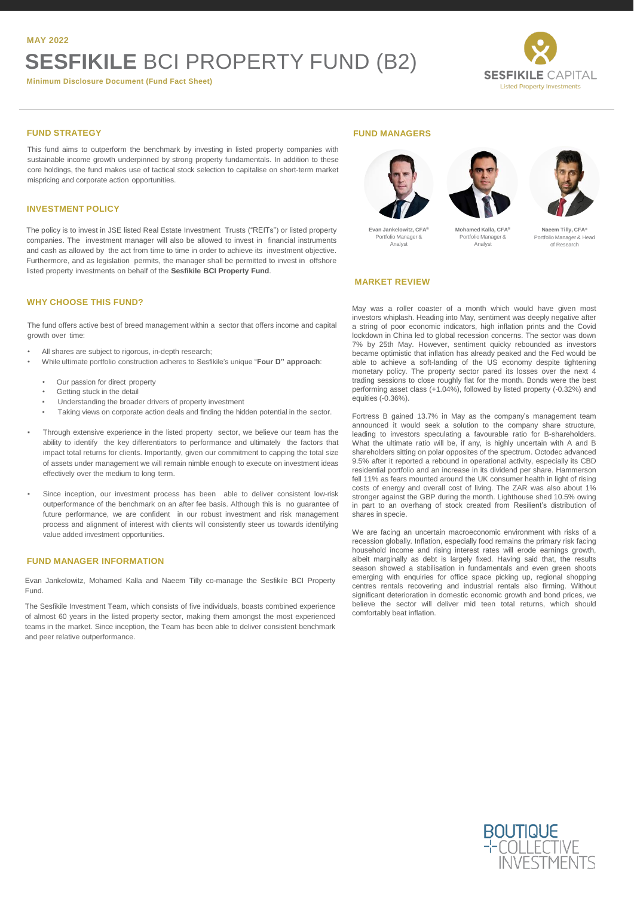MAY 2022

# SESFIKILE BCI PROPERTY FUND (B2)

**Minimum Disclosure Document (Fund Fact Sheet)**

## FUND STRATEGY

This fund aims to outperform the benchmark by investing in listed property companies with sustainable income growth underpinned by strong property fundamentals. In addition to these core holdings, the fund makes use of tactical stock selection to capitalise on short-term market mispricing and corporate action opportunities.

## INVESTMENT POLICY

The policy is to invest in JSE listed Real Estate Investment Trusts ("REITs") or listed property companies. The investment manager will also be allowed to invest in financial instruments and cash as allowed by the act from time to time in order to achieve its investment objective. Furthermore, and as legislation permits, the manager shall be permitted to invest in offshore listed property investments on behalf of the **Sesfikile BCI Property Fund**.

## WHY CHOOSE THIS FUND?

The fund offers active best of breed management within a sector that offers income and capital growth over time:

- All shares are subject to rigorous, in-depth research;
- While ultimate portfolio construction adheres to Sesfikile's unique "**Four D" approach**:
  - Our passion for direct property
  - Getting stuck in the detail
  - Understanding the broader drivers of property investment
  - Taking views on corporate action deals and finding the hidden potential in the sector.
- Through extensive experience in the listed property sector, we believe our team has the ability to identify the key differentiators to performance and ultimately the factors that impact total returns for clients. Importantly, given our commitment to capping the total size of assets under management we will remain nimble enough to execute on investment ideas effectively over the medium to long term.
- Since inception, our investment process has been able to deliver consistent low-risk outperformance of the benchmark on an after fee basis. Although this is no guarantee of future performance, we are confident in our robust investment and risk management process and alignment of interest with clients will consistently steer us towards identifying value added investment opportunities.

## FUND MANAGER INFORMATION

Evan Jankelowitz, Mohamed Kalla and Naeem Tilly co-manage the Sesfikile BCI Property Fund.

The Sesfikile Investment Team, which consists of five individuals, boasts combined experience of almost 60 years in the listed property sector, making them amongst the most experienced teams in the market. Since inception, the Team has been able to deliver consistent benchmark and peer relative outperformance.

## FUND MANAGERS

**Evan Jankelowitz, CFA®**
Portfolio Manager & Analyst

**Mohamed Kalla, CFA®**
Portfolio Manager & Analyst

**Naeem Tilly, CFA®**
Portfolio Manager & Head of Research

## MARKET REVIEW

May was a roller coaster of a month which would have given most investors whiplash. Heading into May, sentiment was deeply negative after a string of poor economic indicators, high inflation prints and the Covid lockdown in China led to global recession concerns. The sector was down 7% by 25th May. However, sentiment quicky rebounded as investors became optimistic that inflation has already peaked and the Fed would be able to achieve a soft-landing of the US economy despite tightening monetary policy. The property sector pared its losses over the next 4 trading sessions to close roughly flat for the month. Bonds were the best performing asset class (+1.04%), followed by listed property (-0.32%) and equities (-0.36%).

Fortress B gained 13.7% in May as the company's management team announced it would seek a solution to the company share structure, leading to investors speculating a favourable ratio for B-shareholders. What the ultimate ratio will be, if any, is highly uncertain with A and B shareholders sitting on polar opposites of the spectrum. Octodec advanced 9.5% after it reported a rebound in operational activity, especially its CBD residential portfolio and an increase in its dividend per share. Hammerson fell 11% as fears mounted around the UK consumer health in light of rising costs of energy and overall cost of living. The ZAR was also about 1% stronger against the GBP during the month. Lighthouse shed 10.5% owing in part to an overhang of stock created from Resilient's distribution of shares in specie.

We are facing an uncertain macroeconomic environment with risks of a recession globally. Inflation, especially food remains the primary risk facing household income and rising interest rates will erode earnings growth, albeit marginally as debt is largely fixed. Having said that, the results season showed a stabilisation in fundamentals and even green shoots emerging with enquiries for office space picking up, regional shopping centres rentals recovering and industrial rentals also firming. Without significant deterioration in domestic economic growth and bond prices, we believe the sector will deliver mid teen total returns, which should comfortably beat inflation.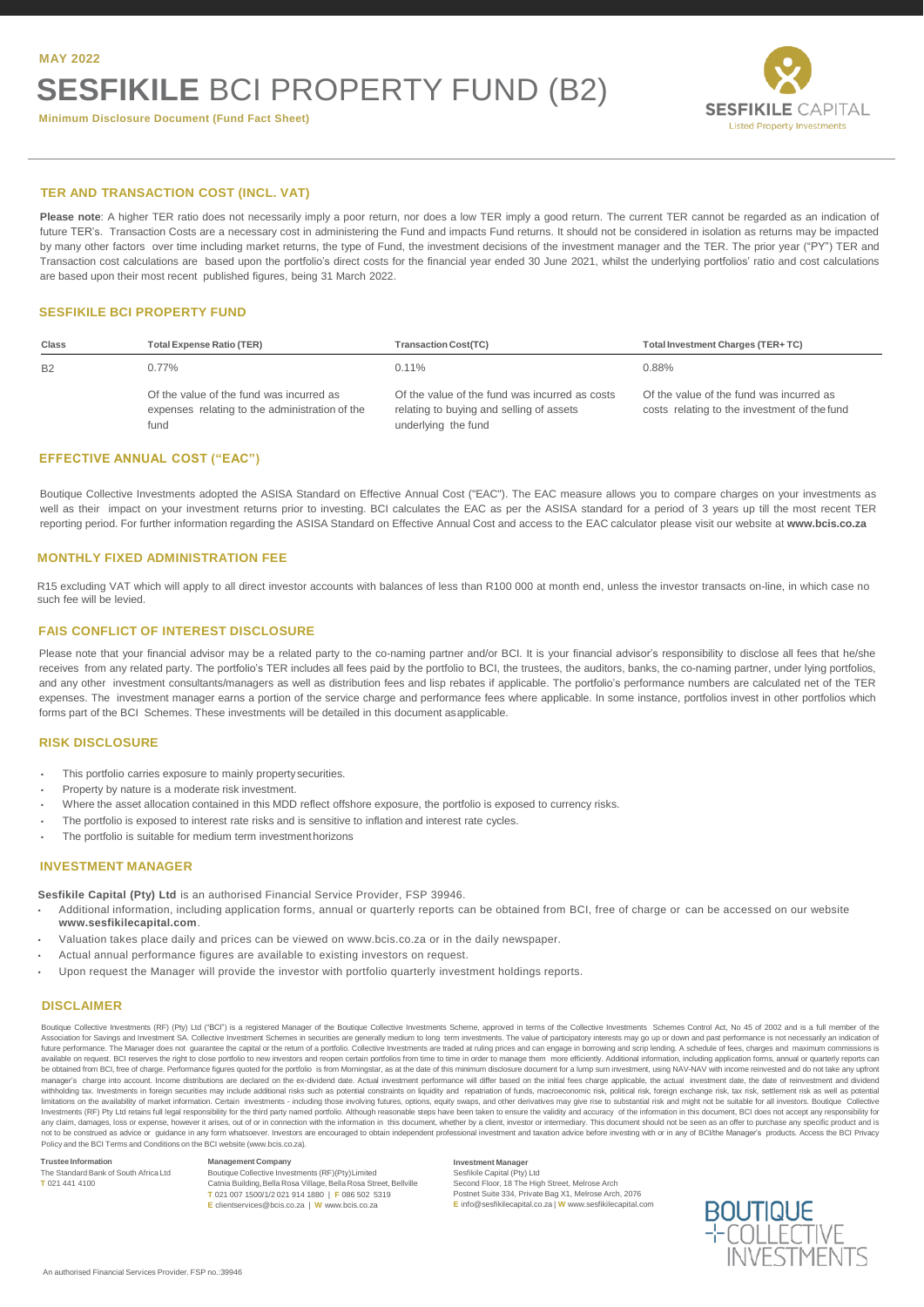MAY 2022

# SESFIKILE BCI PROPERTY FUND (B2)

**Minimum Disclosure Document (Fund Fact Sheet)**

## TER AND TRANSACTION COST (INCL. VAT)

**Please note**: A higher TER ratio does not necessarily imply a poor return, nor does a low TER imply a good return. The current TER cannot be regarded as an indication of future TER's. Transaction Costs are a necessary cost in administering the Fund and impacts Fund returns. It should not be considered in isolation as returns may be impacted by many other factors over time including market returns, the type of Fund, the investment decisions of the investment manager and the TER. The prior year ("PY") TER and Transaction cost calculations are based upon the portfolio's direct costs for the financial year ended 30 June 2021, whilst the underlying portfolios' ratio and cost calculations are based upon their most recent published figures, being 31 March 2022.

## SESFIKILE BCI PROPERTY FUND

| Class | Total Expense Ratio (TER) | Transaction Cost(TC) | Total Investment Charges (TER+ TC) |
|---|---|---|---|
| B2 | 0.77% | 0.11% | 0.88% |
| | Of the value of the fund was incurred as expenses relating to the administration of the fund | Of the value of the fund was incurred as costs relating to buying and selling of assets underlying the fund | Of the value of the fund was incurred as costs relating to the investment of the fund |

## EFFECTIVE ANNUAL COST ("EAC")

Boutique Collective Investments adopted the ASISA Standard on Effective Annual Cost ("EAC"). The EAC measure allows you to compare charges on your investments as well as their impact on your investment returns prior to investing. BCI calculates the EAC as per the ASISA standard for a period of 3 years up till the most recent TER reporting period. For further information regarding the ASISA Standard on Effective Annual Cost and access to the EAC calculator please visit our website at **www.bcis.co.za**

## MONTHLY FIXED ADMINISTRATION FEE

R15 excluding VAT which will apply to all direct investor accounts with balances of less than R100 000 at month end, unless the investor transacts on-line, in which case no such fee will be levied.

## FAIS CONFLICT OF INTEREST DISCLOSURE

Please note that your financial advisor may be a related party to the co-naming partner and/or BCI. It is your financial advisor's responsibility to disclose all fees that he/she receives from any related party. The portfolio's TER includes all fees paid by the portfolio to BCI, the trustees, the auditors, banks, the co-naming partner, under lying portfolios, and any other investment consultants/managers as well as distribution fees and lisp rebates if applicable. The portfolio's performance numbers are calculated net of the TER expenses. The investment manager earns a portion of the service charge and performance fees where applicable. In some instance, portfolios invest in other portfolios which forms part of the BCI Schemes. These investments will be detailed in this document as applicable.

## RISK DISCLOSURE

- This portfolio carries exposure to mainly property securities.
- Property by nature is a moderate risk investment.
- Where the asset allocation contained in this MDD reflect offshore exposure, the portfolio is exposed to currency risks.
- The portfolio is exposed to interest rate risks and is sensitive to inflation and interest rate cycles.
- The portfolio is suitable for medium term investment horizons

## INVESTMENT MANAGER

**Sesfikile Capital (Pty) Ltd** is an authorised Financial Service Provider, FSP 39946.

- Additional information, including application forms, annual or quarterly reports can be obtained from BCI, free of charge or can be accessed on our website **www.sesfikilecapital.com**.
- Valuation takes place daily and prices can be viewed on www.bcis.co.za or in the daily newspaper.
- Actual annual performance figures are available to existing investors on request.
- Upon request the Manager will provide the investor with portfolio quarterly investment holdings reports.

## DISCLAIMER

Boutique Collective Investments (RF) (Pty) Ltd ("BCI") is a registered Manager of the Boutique Collective Investments Scheme, approved in terms of the Collective Investments Schemes Control Act, No 45 of 2002 and is a full member of the Association for Savings and Investment SA. Collective Investment Schemes in securities are generally medium to long term investments. The value of participatory interests may go up or down and past performance is not necessarily an indication of future performance. The Manager does not guarantee the capital or the return of a portfolio. Collective Investments are traded at ruling prices and can engage in borrowing and scrip lending. A schedule of fees, charges and maximum commissions is available on request. BCI reserves the right to close portfolio to new investors and reopen certain portfolios from time to time in order to manage them more efficiently. Additional information, including application forms, annual or quarterly reports can be obtained from BCI, free of charge. Performance figures quoted for the portfolio is from Morningstar, as at the date of this minimum disclosure document for a lump sum investment, using NAV-NAV with income reinvested and do not take any upfront manager's charge into account. Income distributions are declared on the ex-dividend date. Actual investment performance will differ based on the initial fees charge applicable, the actual investment date, the date of reinvestment and dividend withholding tax. Investments in foreign securities may include additional risks such as potential constraints on liquidity and repatriation of funds, macroeconomic risk, political risk, foreign exchange risk, tax risk, settlement risk as well as potential limitations on the availability of market information. Certain investments - including those involving futures, options, equity swaps, and other derivatives may give rise to substantial risk and might not be suitable for all investors. Boutique Collective Investments (RF) Pty Ltd retains full legal responsibility for the third party named portfolio. Although reasonable steps have been taken to ensure the validity and accuracy of the information in this document, BCI does not accept any responsibility for any claim, damages, loss or expense, however it arises, out of or in connection with the information in this document, whether by a client, investor or intermediary. This document should not be seen as an offer to purchase any specific product and is not to be construed as advice or guidance in any form whatsoever. Investors are encouraged to obtain independent professional investment and taxation advice before investing with or in any of BCI/the Manager's products. Access the BCI Privacy Policy and the BCI Terms and Conditions on the BCI website (www.bcis.co.za).

**Trustee Information**
The Standard Bank of South Africa Ltd
T 021 441 4100

**Management Company**
Boutique Collective Investments (RF)(Pty)Limited
Catnia Building, Bella Rosa Village, Bella Rosa Street, Bellville
T 021 007 1500/1/2 021 914 1880 | F 086 502 5319
E clientservices@bcis.co.za | W www.bcis.co.za

**Investment Manager**
Sesfikile Capital (Pty) Ltd
Second Floor, 18 The High Street, Melrose Arch
Postnet Suite 334, Private Bag X1, Melrose Arch, 2076
E info@sesfikilecapital.co.za | W www.sesfikilecapital.com

An authorised Financial Services Provider. FSP no.:39946